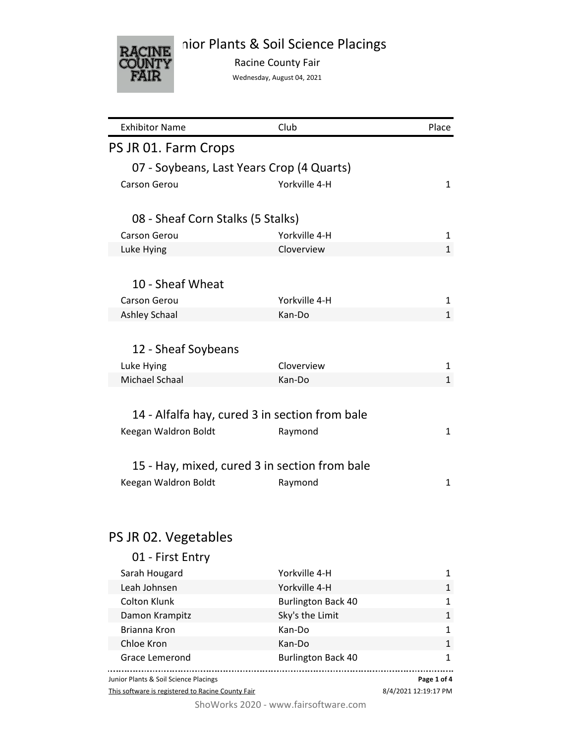# Junior Plants & Soil Science Placings

Racine County Fair

Wednesday, August 04, 2021

| Exhibitor Name | Club | Place |
|---|---|---|

## PS JR 01. Farm Crops

### 07 - Soybeans, Last Years Crop (4 Quarts)

| Exhibitor Name | Club | Place |
|---|---|---|
| Carson Gerou | Yorkville 4-H | 1 |

### 08 - Sheaf Corn Stalks (5 Stalks)

| Exhibitor Name | Club | Place |
|---|---|---|
| Carson Gerou | Yorkville 4-H | 1 |
| Luke Hying | Cloverview | 1 |

### 10 - Sheaf Wheat

| Exhibitor Name | Club | Place |
|---|---|---|
| Carson Gerou | Yorkville 4-H | 1 |
| Ashley Schaal | Kan-Do | 1 |

### 12 - Sheaf Soybeans

| Exhibitor Name | Club | Place |
|---|---|---|
| Luke Hying | Cloverview | 1 |
| Michael Schaal | Kan-Do | 1 |

### 14 - Alfalfa hay, cured 3 in section from bale

| Exhibitor Name | Club | Place |
|---|---|---|
| Keegan Waldron Boldt | Raymond | 1 |

### 15 - Hay, mixed, cured 3 in section from bale

| Exhibitor Name | Club | Place |
|---|---|---|
| Keegan Waldron Boldt | Raymond | 1 |

## PS JR 02. Vegetables

### 01 - First Entry

| Exhibitor Name | Club | Place |
|---|---|---|
| Sarah Hougard | Yorkville 4-H | 1 |
| Leah Johnsen | Yorkville 4-H | 1 |
| Colton Klunk | Burlington Back 40 | 1 |
| Damon Krampitz | Sky's the Limit | 1 |
| Brianna Kron | Kan-Do | 1 |
| Chloe Kron | Kan-Do | 1 |
| Grace Lemerond | Burlington Back 40 | 1 |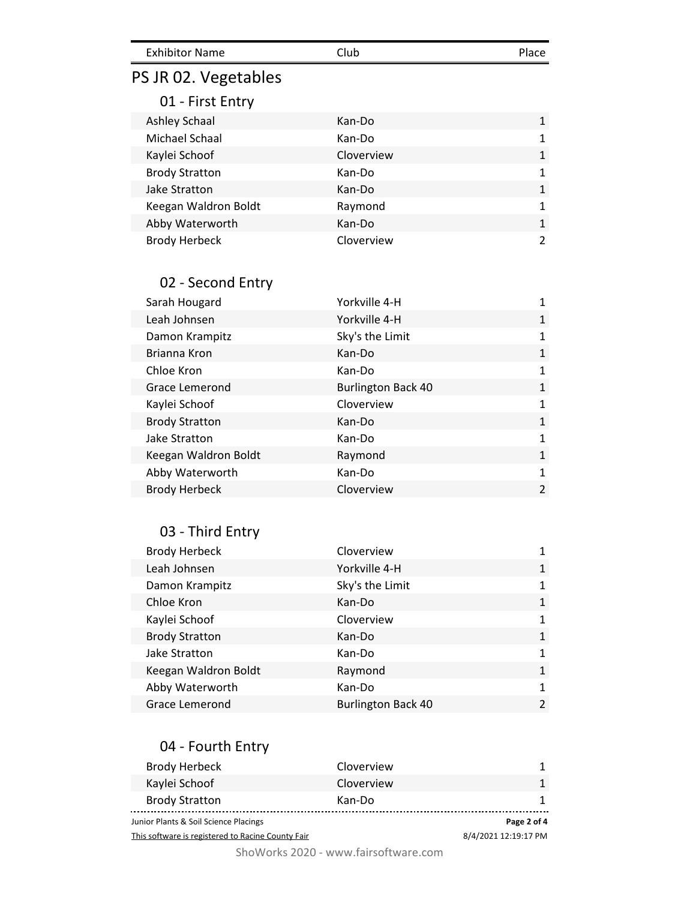| Exhibitor Name | Club | Place |
| --- | --- | --- |

# PS JR 02. Vegetables

## 01 - First Entry

| Exhibitor Name | Club | Place |
| --- | --- | --- |
| Ashley Schaal | Kan-Do | 1 |
| Michael Schaal | Kan-Do | 1 |
| Kaylei Schoof | Cloverview | 1 |
| Brody Stratton | Kan-Do | 1 |
| Jake Stratton | Kan-Do | 1 |
| Keegan Waldron Boldt | Raymond | 1 |
| Abby Waterworth | Kan-Do | 1 |
| Brody Herbeck | Cloverview | 2 |

## 02 - Second Entry

| Exhibitor Name | Club | Place |
| --- | --- | --- |
| Sarah Hougard | Yorkville 4-H | 1 |
| Leah Johnsen | Yorkville 4-H | 1 |
| Damon Krampitz | Sky's the Limit | 1 |
| Brianna Kron | Kan-Do | 1 |
| Chloe Kron | Kan-Do | 1 |
| Grace Lemerond | Burlington Back 40 | 1 |
| Kaylei Schoof | Cloverview | 1 |
| Brody Stratton | Kan-Do | 1 |
| Jake Stratton | Kan-Do | 1 |
| Keegan Waldron Boldt | Raymond | 1 |
| Abby Waterworth | Kan-Do | 1 |
| Brody Herbeck | Cloverview | 2 |

## 03 - Third Entry

| Exhibitor Name | Club | Place |
| --- | --- | --- |
| Brody Herbeck | Cloverview | 1 |
| Leah Johnsen | Yorkville 4-H | 1 |
| Damon Krampitz | Sky's the Limit | 1 |
| Chloe Kron | Kan-Do | 1 |
| Kaylei Schoof | Cloverview | 1 |
| Brody Stratton | Kan-Do | 1 |
| Jake Stratton | Kan-Do | 1 |
| Keegan Waldron Boldt | Raymond | 1 |
| Abby Waterworth | Kan-Do | 1 |
| Grace Lemerond | Burlington Back 40 | 2 |

## 04 - Fourth Entry

| Exhibitor Name | Club | Place |
| --- | --- | --- |
| Brody Herbeck | Cloverview | 1 |
| Kaylei Schoof | Cloverview | 1 |
| Brody Stratton | Kan-Do | 1 |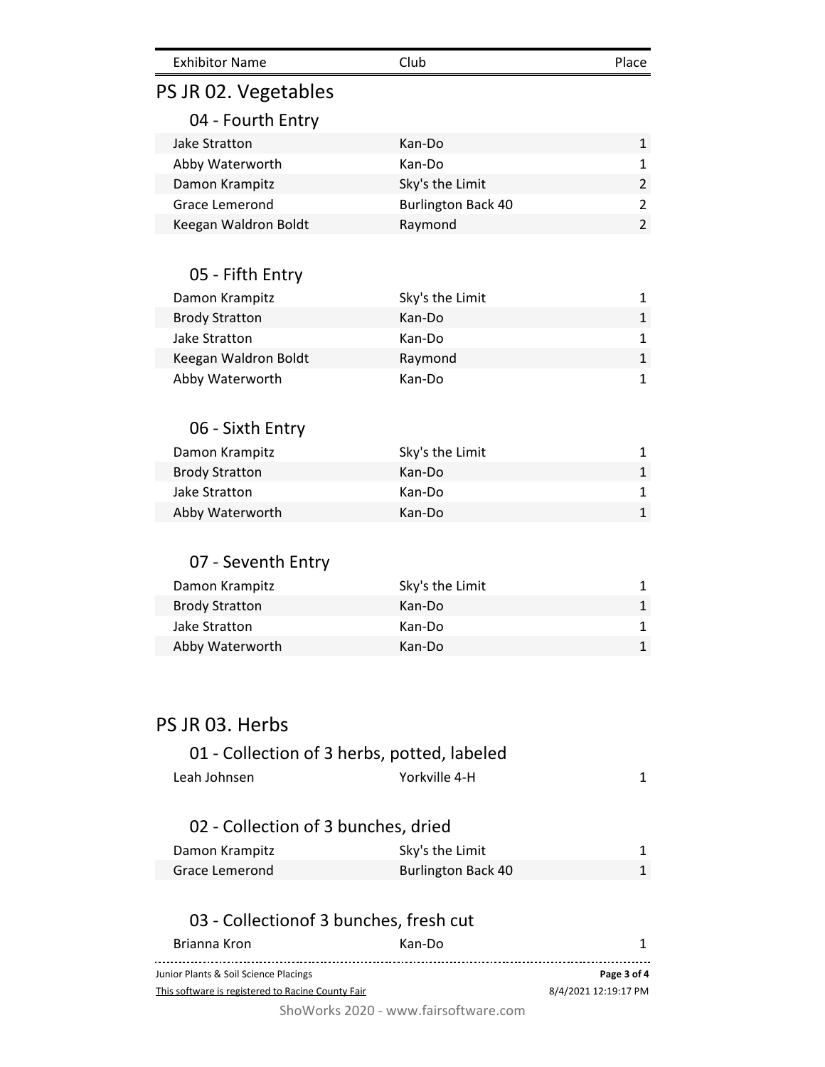| Exhibitor Name | Club | Place |
|---|---|---|

## PS JR 02. Vegetables

### 04 - Fourth Entry

| | | |
|---|---|---|
| Jake Stratton | Kan-Do | 1 |
| Abby Waterworth | Kan-Do | 1 |
| Damon Krampitz | Sky's the Limit | 2 |
| Grace Lemerond | Burlington Back 40 | 2 |
| Keegan Waldron Boldt | Raymond | 2 |

### 05 - Fifth Entry

| | | |
|---|---|---|
| Damon Krampitz | Sky's the Limit | 1 |
| Brody Stratton | Kan-Do | 1 |
| Jake Stratton | Kan-Do | 1 |
| Keegan Waldron Boldt | Raymond | 1 |
| Abby Waterworth | Kan-Do | 1 |

### 06 - Sixth Entry

| | | |
|---|---|---|
| Damon Krampitz | Sky's the Limit | 1 |
| Brody Stratton | Kan-Do | 1 |
| Jake Stratton | Kan-Do | 1 |
| Abby Waterworth | Kan-Do | 1 |

### 07 - Seventh Entry

| | | |
|---|---|---|
| Damon Krampitz | Sky's the Limit | 1 |
| Brody Stratton | Kan-Do | 1 |
| Jake Stratton | Kan-Do | 1 |
| Abby Waterworth | Kan-Do | 1 |

## PS JR 03. Herbs

### 01 - Collection of 3 herbs, potted, labeled

| | | |
|---|---|---|
| Leah Johnsen | Yorkville 4-H | 1 |

### 02 - Collection of 3 bunches, dried

| | | |
|---|---|---|
| Damon Krampitz | Sky's the Limit | 1 |
| Grace Lemerond | Burlington Back 40 | 1 |

### 03 - Collectionof 3 bunches, fresh cut

| | | |
|---|---|---|
| Brianna Kron | Kan-Do | 1 |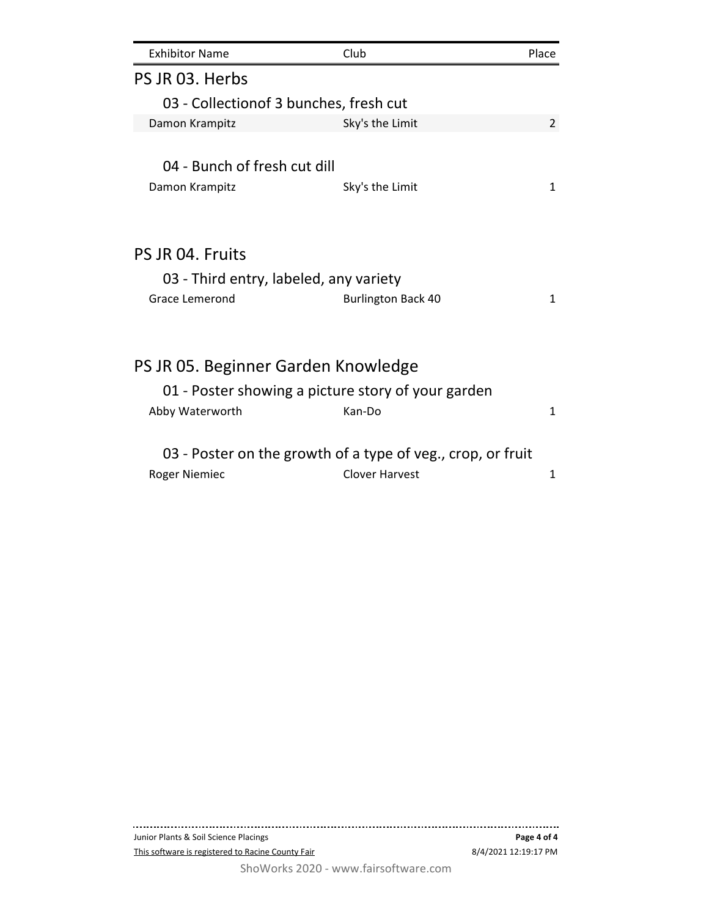| Exhibitor Name | Club | Place |
| --- | --- | --- |

## PS JR 03. Herbs

### 03 - Collectionof 3 bunches, fresh cut

| Exhibitor Name | Club | Place |
| --- | --- | --- |
| Damon Krampitz | Sky's the Limit | 2 |

### 04 - Bunch of fresh cut dill

| Exhibitor Name | Club | Place |
| --- | --- | --- |
| Damon Krampitz | Sky's the Limit | 1 |

## PS JR 04. Fruits

### 03 - Third entry, labeled, any variety

| Exhibitor Name | Club | Place |
| --- | --- | --- |
| Grace Lemerond | Burlington Back 40 | 1 |

## PS JR 05. Beginner Garden Knowledge

### 01 - Poster showing a picture story of your garden

| Exhibitor Name | Club | Place |
| --- | --- | --- |
| Abby Waterworth | Kan-Do | 1 |

### 03 - Poster on the growth of a type of veg., crop, or fruit

| Exhibitor Name | Club | Place |
| --- | --- | --- |
| Roger Niemiec | Clover Harvest | 1 |

Junior Plants & Soil Science Placings

This software is registered to Racine County Fair

8/4/2021 12:19:17 PM

ShoWorks 2020 - www.fairsoftware.com